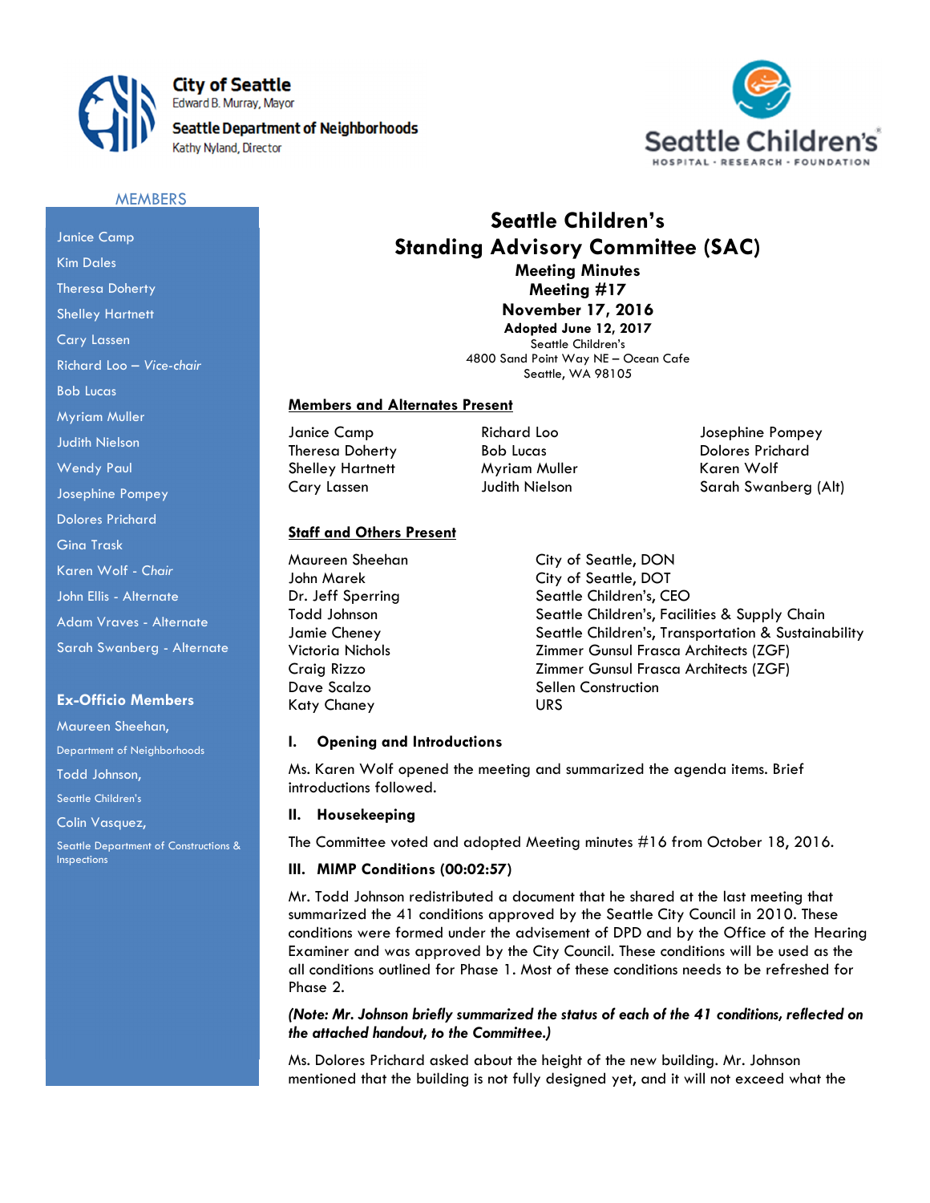**City of Seattle**
Edward B. Murray, Mayor

**Seattle Department of Neighborhoods**
Kathy Nyland, Director

Seattle Children's
HOSPITAL · RESEARCH · FOUNDATION

# Seattle Children's
# Standing Advisory Committee (SAC)

**Meeting Minutes**
**Meeting #17**
**November 17, 2016**
**Adopted June 12, 2017**
Seattle Children's
4800 Sand Point Way NE – Ocean Cafe
Seattle, WA 98105

MEMBERS

- Janice Camp
- Kim Dales
- Theresa Doherty
- Shelley Hartnett
- Cary Lassen
- Richard Loo – *Vice-chair*
- Bob Lucas
- Myriam Muller
- Judith Nielson
- Wendy Paul
- Josephine Pompey
- Dolores Prichard
- Gina Trask
- Karen Wolf - *Chair*
- John Ellis - Alternate
- Adam Vraves - Alternate
- Sarah Swanberg - Alternate

**Ex-Officio Members**

- Maureen Sheehan, Department of Neighborhoods
- Todd Johnson, Seattle Children's
- Colin Vasquez, Seattle Department of Constructions & Inspections

**Members and Alternates Present**

| | | |
|---|---|---|
| Janice Camp | Richard Loo | Josephine Pompey |
| Theresa Doherty | Bob Lucas | Dolores Prichard |
| Shelley Hartnett | Myriam Muller | Karen Wolf |
| Cary Lassen | Judith Nielson | Sarah Swanberg (Alt) |

**Staff and Others Present**

| | |
|---|---|
| Maureen Sheehan | City of Seattle, DON |
| John Marek | City of Seattle, DOT |
| Dr. Jeff Sperring | Seattle Children's, CEO |
| Todd Johnson | Seattle Children's, Facilities & Supply Chain |
| Jamie Cheney | Seattle Children's, Transportation & Sustainability |
| Victoria Nichols | Zimmer Gunsul Frasca Architects (ZGF) |
| Craig Rizzo | Zimmer Gunsul Frasca Architects (ZGF) |
| Dave Scalzo | Sellen Construction |
| Katy Chaney | URS |

## I. Opening and Introductions

Ms. Karen Wolf opened the meeting and summarized the agenda items. Brief introductions followed.

## II. Housekeeping

The Committee voted and adopted Meeting minutes #16 from October 18, 2016.

## III. MIMP Conditions (00:02:57)

Mr. Todd Johnson redistributed a document that he shared at the last meeting that summarized the 41 conditions approved by the Seattle City Council in 2010. These conditions were formed under the advisement of DPD and by the Office of the Hearing Examiner and was approved by the City Council. These conditions will be used as the all conditions outlined for Phase 1. Most of these conditions needs to be refreshed for Phase 2.

***(Note: Mr. Johnson briefly summarized the status of each of the 41 conditions, reflected on the attached handout, to the Committee.)***

Ms. Dolores Prichard asked about the height of the new building. Mr. Johnson mentioned that the building is not fully designed yet, and it will not exceed what the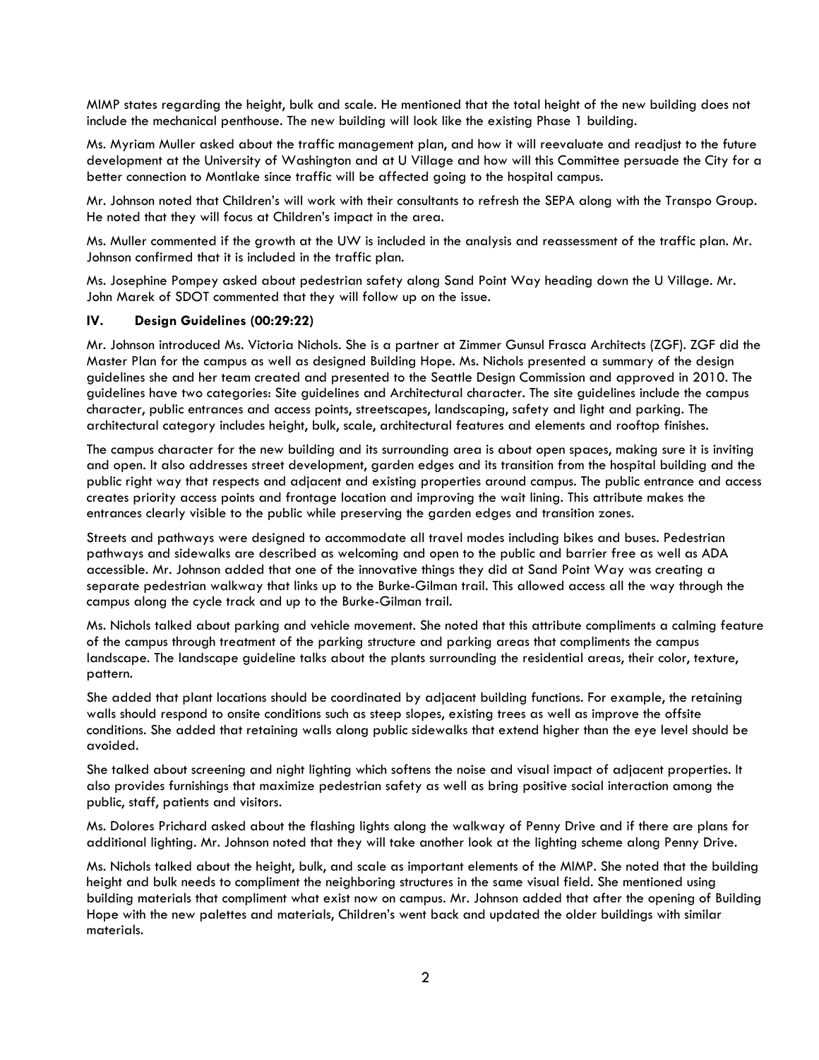MIMP states regarding the height, bulk and scale. He mentioned that the total height of the new building does not include the mechanical penthouse. The new building will look like the existing Phase 1 building.

Ms. Myriam Muller asked about the traffic management plan, and how it will reevaluate and readjust to the future development at the University of Washington and at U Village and how will this Committee persuade the City for a better connection to Montlake since traffic will be affected going to the hospital campus.

Mr. Johnson noted that Children's will work with their consultants to refresh the SEPA along with the Transpo Group. He noted that they will focus at Children's impact in the area.

Ms. Muller commented if the growth at the UW is included in the analysis and reassessment of the traffic plan. Mr. Johnson confirmed that it is included in the traffic plan.

Ms. Josephine Pompey asked about pedestrian safety along Sand Point Way heading down the U Village. Mr. John Marek of SDOT commented that they will follow up on the issue.

## IV. Design Guidelines (00:29:22)

Mr. Johnson introduced Ms. Victoria Nichols. She is a partner at Zimmer Gunsul Frasca Architects (ZGF). ZGF did the Master Plan for the campus as well as designed Building Hope. Ms. Nichols presented a summary of the design guidelines she and her team created and presented to the Seattle Design Commission and approved in 2010. The guidelines have two categories: Site guidelines and Architectural character. The site guidelines include the campus character, public entrances and access points, streetscapes, landscaping, safety and light and parking. The architectural category includes height, bulk, scale, architectural features and elements and rooftop finishes.

The campus character for the new building and its surrounding area is about open spaces, making sure it is inviting and open. It also addresses street development, garden edges and its transition from the hospital building and the public right way that respects and adjacent and existing properties around campus. The public entrance and access creates priority access points and frontage location and improving the wait lining. This attribute makes the entrances clearly visible to the public while preserving the garden edges and transition zones.

Streets and pathways were designed to accommodate all travel modes including bikes and buses. Pedestrian pathways and sidewalks are described as welcoming and open to the public and barrier free as well as ADA accessible. Mr. Johnson added that one of the innovative things they did at Sand Point Way was creating a separate pedestrian walkway that links up to the Burke-Gilman trail. This allowed access all the way through the campus along the cycle track and up to the Burke-Gilman trail.

Ms. Nichols talked about parking and vehicle movement. She noted that this attribute compliments a calming feature of the campus through treatment of the parking structure and parking areas that compliments the campus landscape. The landscape guideline talks about the plants surrounding the residential areas, their color, texture, pattern.

She added that plant locations should be coordinated by adjacent building functions. For example, the retaining walls should respond to onsite conditions such as steep slopes, existing trees as well as improve the offsite conditions. She added that retaining walls along public sidewalks that extend higher than the eye level should be avoided.

She talked about screening and night lighting which softens the noise and visual impact of adjacent properties. It also provides furnishings that maximize pedestrian safety as well as bring positive social interaction among the public, staff, patients and visitors.

Ms. Dolores Prichard asked about the flashing lights along the walkway of Penny Drive and if there are plans for additional lighting. Mr. Johnson noted that they will take another look at the lighting scheme along Penny Drive.

Ms. Nichols talked about the height, bulk, and scale as important elements of the MIMP. She noted that the building height and bulk needs to compliment the neighboring structures in the same visual field. She mentioned using building materials that compliment what exist now on campus. Mr. Johnson added that after the opening of Building Hope with the new palettes and materials, Children's went back and updated the older buildings with similar materials.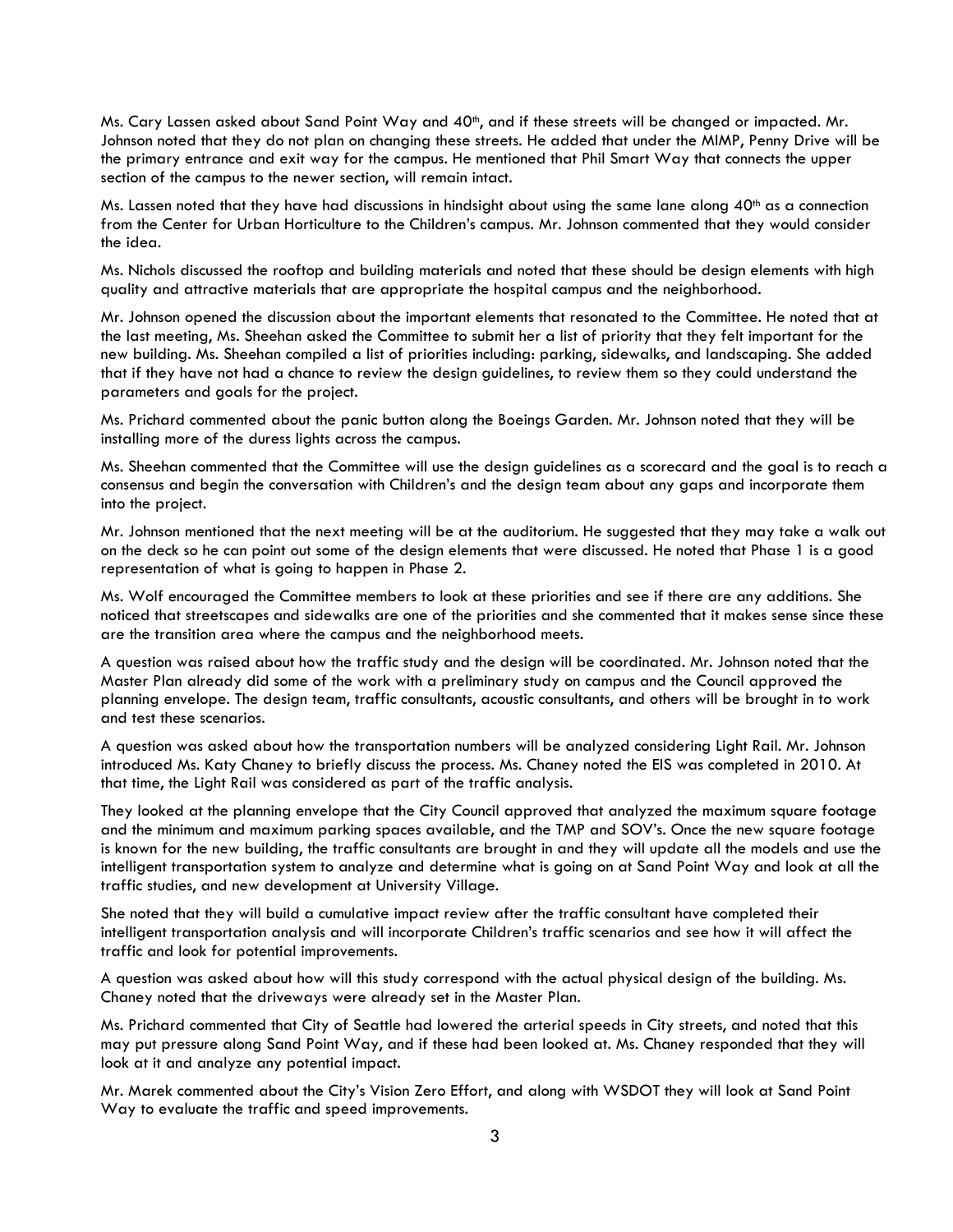Ms. Cary Lassen asked about Sand Point Way and 40th, and if these streets will be changed or impacted. Mr. Johnson noted that they do not plan on changing these streets. He added that under the MIMP, Penny Drive will be the primary entrance and exit way for the campus. He mentioned that Phil Smart Way that connects the upper section of the campus to the newer section, will remain intact.

Ms. Lassen noted that they have had discussions in hindsight about using the same lane along 40th as a connection from the Center for Urban Horticulture to the Children's campus. Mr. Johnson commented that they would consider the idea.

Ms. Nichols discussed the rooftop and building materials and noted that these should be design elements with high quality and attractive materials that are appropriate the hospital campus and the neighborhood.

Mr. Johnson opened the discussion about the important elements that resonated to the Committee. He noted that at the last meeting, Ms. Sheehan asked the Committee to submit her a list of priority that they felt important for the new building. Ms. Sheehan compiled a list of priorities including: parking, sidewalks, and landscaping. She added that if they have not had a chance to review the design guidelines, to review them so they could understand the parameters and goals for the project.

Ms. Prichard commented about the panic button along the Boeings Garden. Mr. Johnson noted that they will be installing more of the duress lights across the campus.

Ms. Sheehan commented that the Committee will use the design guidelines as a scorecard and the goal is to reach a consensus and begin the conversation with Children's and the design team about any gaps and incorporate them into the project.

Mr. Johnson mentioned that the next meeting will be at the auditorium. He suggested that they may take a walk out on the deck so he can point out some of the design elements that were discussed. He noted that Phase 1 is a good representation of what is going to happen in Phase 2.

Ms. Wolf encouraged the Committee members to look at these priorities and see if there are any additions. She noticed that streetscapes and sidewalks are one of the priorities and she commented that it makes sense since these are the transition area where the campus and the neighborhood meets.

A question was raised about how the traffic study and the design will be coordinated. Mr. Johnson noted that the Master Plan already did some of the work with a preliminary study on campus and the Council approved the planning envelope. The design team, traffic consultants, acoustic consultants, and others will be brought in to work and test these scenarios.

A question was asked about how the transportation numbers will be analyzed considering Light Rail. Mr. Johnson introduced Ms. Katy Chaney to briefly discuss the process. Ms. Chaney noted the EIS was completed in 2010. At that time, the Light Rail was considered as part of the traffic analysis.

They looked at the planning envelope that the City Council approved that analyzed the maximum square footage and the minimum and maximum parking spaces available, and the TMP and SOV's. Once the new square footage is known for the new building, the traffic consultants are brought in and they will update all the models and use the intelligent transportation system to analyze and determine what is going on at Sand Point Way and look at all the traffic studies, and new development at University Village.

She noted that they will build a cumulative impact review after the traffic consultant have completed their intelligent transportation analysis and will incorporate Children's traffic scenarios and see how it will affect the traffic and look for potential improvements.

A question was asked about how will this study correspond with the actual physical design of the building. Ms. Chaney noted that the driveways were already set in the Master Plan.

Ms. Prichard commented that City of Seattle had lowered the arterial speeds in City streets, and noted that this may put pressure along Sand Point Way, and if these had been looked at. Ms. Chaney responded that they will look at it and analyze any potential impact.

Mr. Marek commented about the City's Vision Zero Effort, and along with WSDOT they will look at Sand Point Way to evaluate the traffic and speed improvements.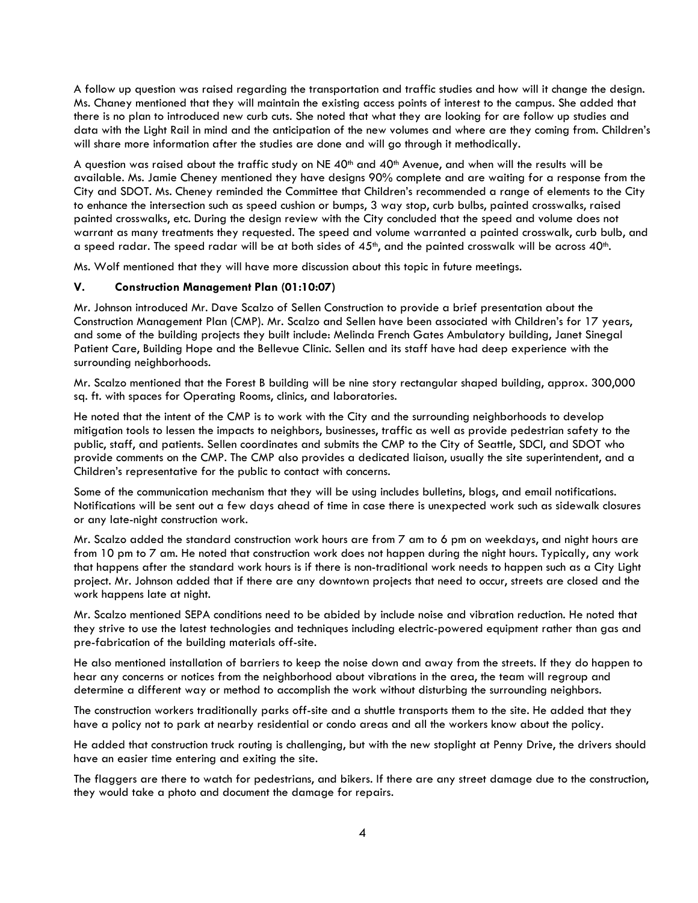A follow up question was raised regarding the transportation and traffic studies and how will it change the design. Ms. Chaney mentioned that they will maintain the existing access points of interest to the campus. She added that there is no plan to introduced new curb cuts. She noted that what they are looking for are follow up studies and data with the Light Rail in mind and the anticipation of the new volumes and where are they coming from. Children's will share more information after the studies are done and will go through it methodically.

A question was raised about the traffic study on NE 40th and 40th Avenue, and when will the results will be available. Ms. Jamie Cheney mentioned they have designs 90% complete and are waiting for a response from the City and SDOT. Ms. Cheney reminded the Committee that Children's recommended a range of elements to the City to enhance the intersection such as speed cushion or bumps, 3 way stop, curb bulbs, painted crosswalks, raised painted crosswalks, etc. During the design review with the City concluded that the speed and volume does not warrant as many treatments they requested. The speed and volume warranted a painted crosswalk, curb bulb, and a speed radar. The speed radar will be at both sides of 45th, and the painted crosswalk will be across 40th.

Ms. Wolf mentioned that they will have more discussion about this topic in future meetings.

## V. Construction Management Plan (01:10:07)

Mr. Johnson introduced Mr. Dave Scalzo of Sellen Construction to provide a brief presentation about the Construction Management Plan (CMP). Mr. Scalzo and Sellen have been associated with Children's for 17 years, and some of the building projects they built include: Melinda French Gates Ambulatory building, Janet Sinegal Patient Care, Building Hope and the Bellevue Clinic. Sellen and its staff have had deep experience with the surrounding neighborhoods.

Mr. Scalzo mentioned that the Forest B building will be nine story rectangular shaped building, approx. 300,000 sq. ft. with spaces for Operating Rooms, clinics, and laboratories.

He noted that the intent of the CMP is to work with the City and the surrounding neighborhoods to develop mitigation tools to lessen the impacts to neighbors, businesses, traffic as well as provide pedestrian safety to the public, staff, and patients. Sellen coordinates and submits the CMP to the City of Seattle, SDCI, and SDOT who provide comments on the CMP. The CMP also provides a dedicated liaison, usually the site superintendent, and a Children's representative for the public to contact with concerns.

Some of the communication mechanism that they will be using includes bulletins, blogs, and email notifications. Notifications will be sent out a few days ahead of time in case there is unexpected work such as sidewalk closures or any late-night construction work.

Mr. Scalzo added the standard construction work hours are from 7 am to 6 pm on weekdays, and night hours are from 10 pm to 7 am. He noted that construction work does not happen during the night hours. Typically, any work that happens after the standard work hours is if there is non-traditional work needs to happen such as a City Light project. Mr. Johnson added that if there are any downtown projects that need to occur, streets are closed and the work happens late at night.

Mr. Scalzo mentioned SEPA conditions need to be abided by include noise and vibration reduction. He noted that they strive to use the latest technologies and techniques including electric-powered equipment rather than gas and pre-fabrication of the building materials off-site.

He also mentioned installation of barriers to keep the noise down and away from the streets. If they do happen to hear any concerns or notices from the neighborhood about vibrations in the area, the team will regroup and determine a different way or method to accomplish the work without disturbing the surrounding neighbors.

The construction workers traditionally parks off-site and a shuttle transports them to the site. He added that they have a policy not to park at nearby residential or condo areas and all the workers know about the policy.

He added that construction truck routing is challenging, but with the new stoplight at Penny Drive, the drivers should have an easier time entering and exiting the site.

The flaggers are there to watch for pedestrians, and bikers. If there are any street damage due to the construction, they would take a photo and document the damage for repairs.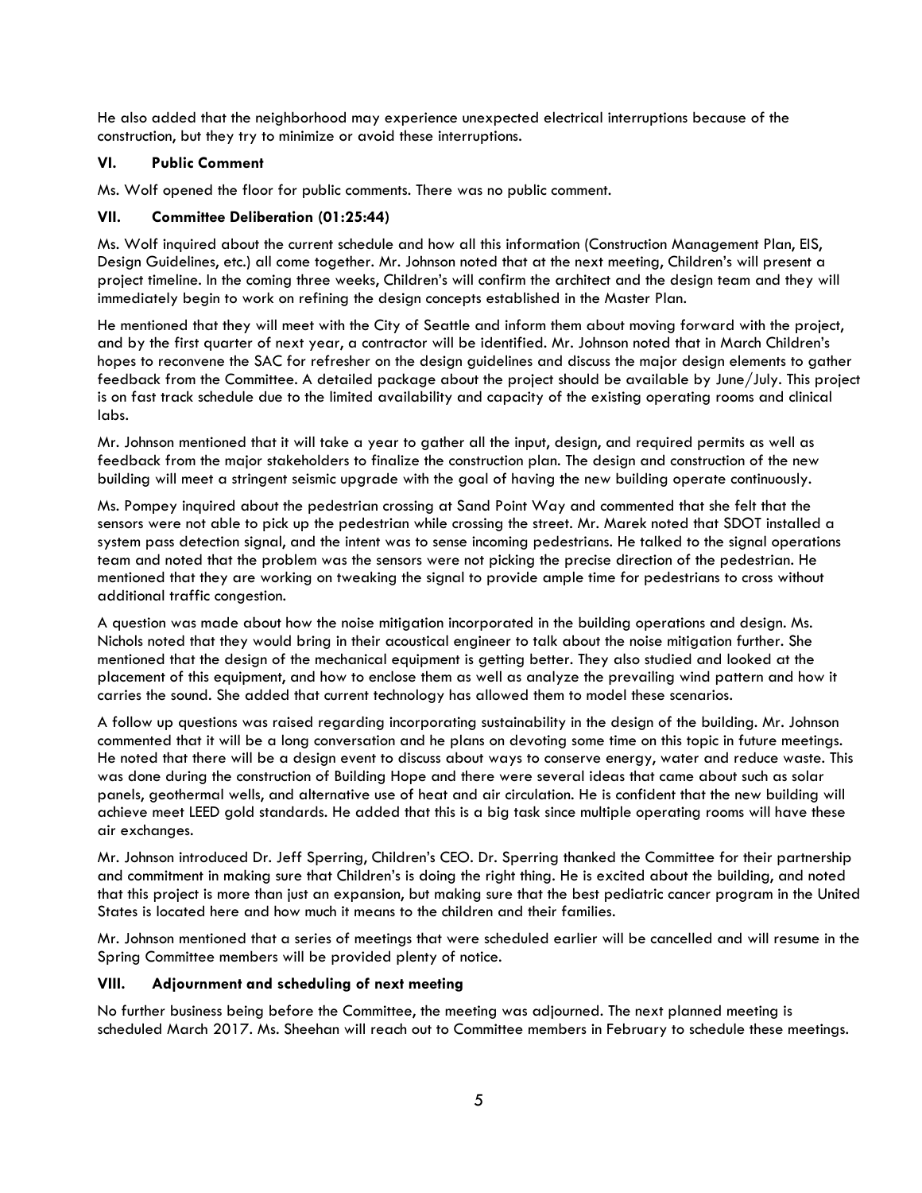He also added that the neighborhood may experience unexpected electrical interruptions because of the construction, but they try to minimize or avoid these interruptions.

## VI. Public Comment

Ms. Wolf opened the floor for public comments. There was no public comment.

## VII. Committee Deliberation (01:25:44)

Ms. Wolf inquired about the current schedule and how all this information (Construction Management Plan, EIS, Design Guidelines, etc.) all come together. Mr. Johnson noted that at the next meeting, Children's will present a project timeline. In the coming three weeks, Children's will confirm the architect and the design team and they will immediately begin to work on refining the design concepts established in the Master Plan.

He mentioned that they will meet with the City of Seattle and inform them about moving forward with the project, and by the first quarter of next year, a contractor will be identified. Mr. Johnson noted that in March Children's hopes to reconvene the SAC for refresher on the design guidelines and discuss the major design elements to gather feedback from the Committee. A detailed package about the project should be available by June/July. This project is on fast track schedule due to the limited availability and capacity of the existing operating rooms and clinical labs.

Mr. Johnson mentioned that it will take a year to gather all the input, design, and required permits as well as feedback from the major stakeholders to finalize the construction plan. The design and construction of the new building will meet a stringent seismic upgrade with the goal of having the new building operate continuously.

Ms. Pompey inquired about the pedestrian crossing at Sand Point Way and commented that she felt that the sensors were not able to pick up the pedestrian while crossing the street. Mr. Marek noted that SDOT installed a system pass detection signal, and the intent was to sense incoming pedestrians. He talked to the signal operations team and noted that the problem was the sensors were not picking the precise direction of the pedestrian. He mentioned that they are working on tweaking the signal to provide ample time for pedestrians to cross without additional traffic congestion.

A question was made about how the noise mitigation incorporated in the building operations and design. Ms. Nichols noted that they would bring in their acoustical engineer to talk about the noise mitigation further. She mentioned that the design of the mechanical equipment is getting better. They also studied and looked at the placement of this equipment, and how to enclose them as well as analyze the prevailing wind pattern and how it carries the sound. She added that current technology has allowed them to model these scenarios.

A follow up questions was raised regarding incorporating sustainability in the design of the building. Mr. Johnson commented that it will be a long conversation and he plans on devoting some time on this topic in future meetings. He noted that there will be a design event to discuss about ways to conserve energy, water and reduce waste. This was done during the construction of Building Hope and there were several ideas that came about such as solar panels, geothermal wells, and alternative use of heat and air circulation. He is confident that the new building will achieve meet LEED gold standards. He added that this is a big task since multiple operating rooms will have these air exchanges.

Mr. Johnson introduced Dr. Jeff Sperring, Children's CEO. Dr. Sperring thanked the Committee for their partnership and commitment in making sure that Children's is doing the right thing. He is excited about the building, and noted that this project is more than just an expansion, but making sure that the best pediatric cancer program in the United States is located here and how much it means to the children and their families.

Mr. Johnson mentioned that a series of meetings that were scheduled earlier will be cancelled and will resume in the Spring Committee members will be provided plenty of notice.

## VIII. Adjournment and scheduling of next meeting

No further business being before the Committee, the meeting was adjourned. The next planned meeting is scheduled March 2017. Ms. Sheehan will reach out to Committee members in February to schedule these meetings.